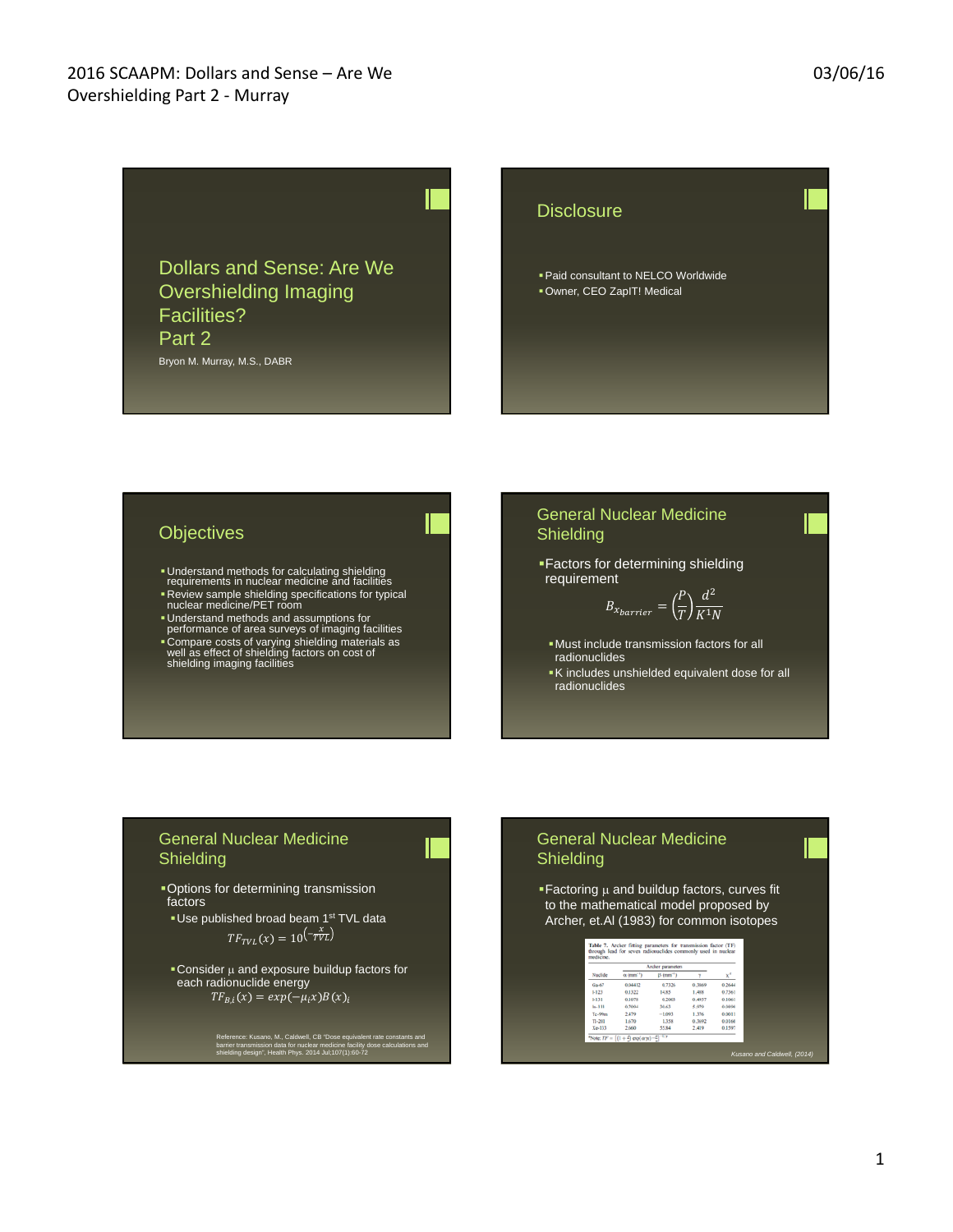## Dollars and Sense: Are We Overshielding Imaging Facilities? Part 2

Bryon M. Murray, M.S., DABR

## Disclosure

- Paid consultant to NELCO Worldwide
- Owner, CEO ZapIT! Medical

## Objectives

- Understand methods for calculating shielding requirements in nuclear medicine and facilities
- Review sample shielding specifications for typical nuclear medicine/PET room
- Understand methods and assumptions for performance of area surveys of imaging facilities
- Compare costs of varying shielding materials as well as effect of shielding factors on cost of shielding imaging facilities

## General Nuclear Medicine Shielding

- Factors for determining shielding requirement

$$B_{x_{barrier}} = \left(\frac{P}{T}\right)\frac{d^2}{K^1 N}$$

  - Must include transmission factors for all radionuclides
  - K includes unshielded equivalent dose for all radionuclides

## General Nuclear Medicine Shielding

- Options for determining transmission factors
  - Use published broad beam 1st TVL data

$$TF_{TVL}(x) = 10^{\left(-\frac{x}{TVL}\right)}$$

  - Consider $\mu$ and exposure buildup factors for each radionuclide energy

$$TF_{B,i}(x) = exp(-\mu_i x)B(x)_i$$

Reference: Kusano, M., Caldwell, CB "Dose equivalent rate constants and barrier transmission data for nuclear medicine facility dose calculations and shielding design", Health Phys. 2014 Jul;107(1):60-72

## General Nuclear Medicine Shielding

- Factoring $\mu$ and buildup factors, curves fit to the mathematical model proposed by Archer, et.Al (1983) for common isotopes

Table 7. Archer fitting parameters for transmission factor (TF) through lead for seven radionuclides commonly used in nuclear medicine.

| Nuclide | Archer parameters | | | |
|---|---|---|---|---|
| | α (mm⁻¹) | β (mm⁻¹) | γ | χ² |
| Ga-67 | 0.04412 | 0.7326 | 0.3869 | 0.2644 |
| I-123 | 0.1322 | 14.85 | 1.488 | 0.7361 |
| I-131 | 0.1071 | 0.2065 | 0.4937 | 0.3061 |
| In-111 | 0.5094 | 30.65 | 5.070 | 0.0494 |
| Tc-99m | 2.479 | −1.093 | 1.376 | 0.0011 |
| Tl-201 | 1.670 | 1.358 | 0.3692 | 0.0166 |
| Xe-133 | 2.660 | 55.84 | 2.419 | 0.1597 |

*Note: $TF = \left[\left(1+\frac{\beta}{\alpha}\right)\exp(\alpha\gamma x)-\frac{\beta}{\alpha}\right]^{-1/\gamma}$

Kusano and Caldwell, (2014)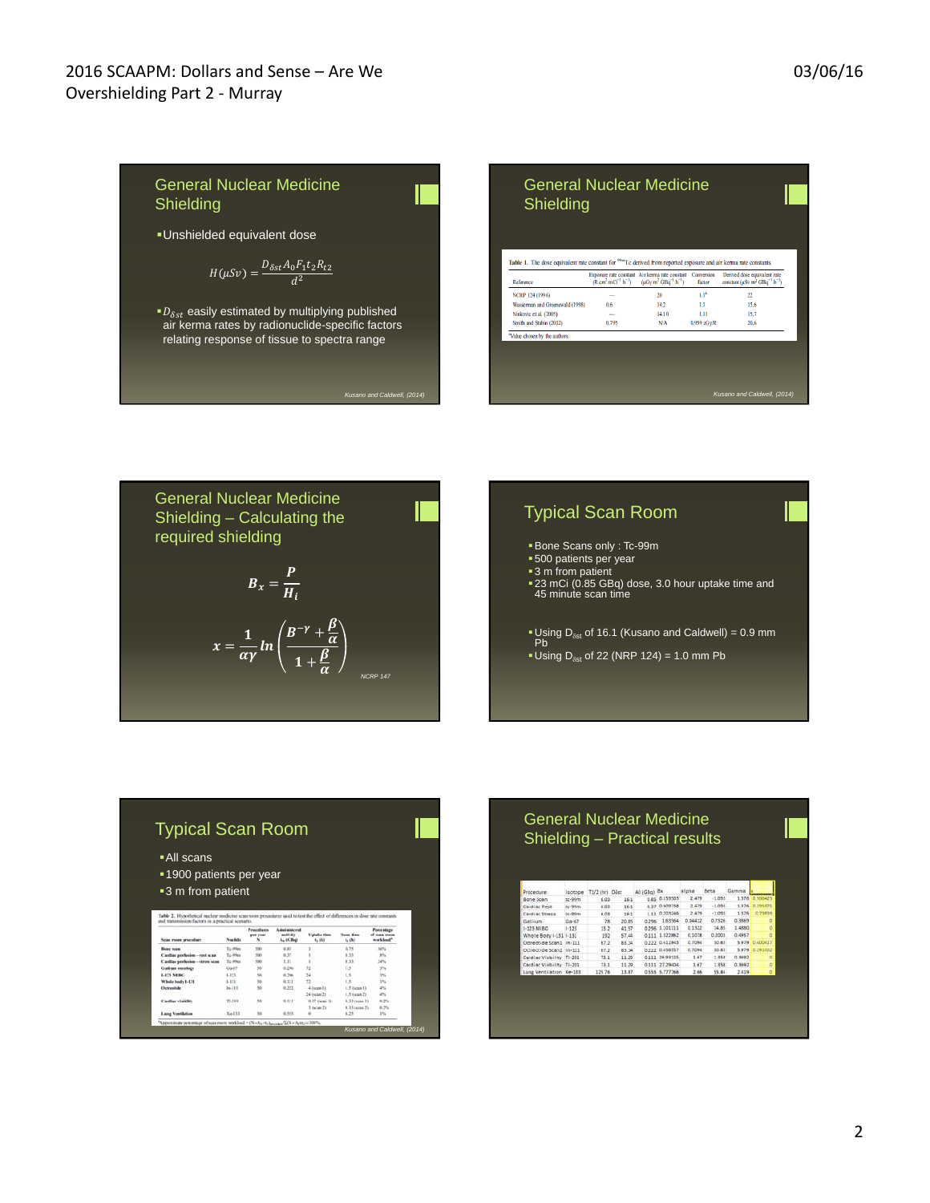## General Nuclear Medicine Shielding

- Unshielded equivalent dose

$$H(\mu Sv) = \frac{D_{\delta st} A_0 F_1 t_2 R_{t2}}{d^2}$$

- $D_{\delta st}$ easily estimated by multiplying published air kerma rates by radionuclide-specific factors relating response of tissue to spectra range

*Kusano and Caldwell, (2014)*

## General Nuclear Medicine Shielding

Table 1. The dose equivalent rate constant for $^{99m}$Tc derived from reported exposure and air kerma rate constants.

| Reference | Exposure rate constant (R cm$^2$ mCi$^{-1}$ h$^{-1}$) | Air kerma rate constant (μGy m$^2$ GBq$^{-1}$ h$^{-1}$) | Conversion factor | Derived dose equivalent rate constant (μSv m$^2$ GBq$^{-1}$ h$^{-1}$) |
|---|---|---|---|---|
| NCRP 124 (1996) | — | 20 | 1.1[a] | 22 |
| Wasserman and Groenewald (1998) | 0.6 | 14.2 | 1.1 | 15.6 |
| Ninkovic et al. (2005) | — | 14.10 | 1.11 | 15.7 |
| Smith and Stabin (2012) | 0.795 | N/A | 0.959 cGy/R | 20.6 |

[a]Value chosen by the authors.

*Kusano and Caldwell, (2014)*

## General Nuclear Medicine Shielding – Calculating the required shielding

$$B_x = \frac{P}{H_i}$$

$$x = \frac{1}{\alpha\gamma} ln\left(\frac{B^{-\gamma} + \frac{\beta}{\alpha}}{1 + \frac{\beta}{\alpha}}\right)$$

*NCRP 147*

## Typical Scan Room

- Bone Scans only : Tc-99m
- 500 patients per year
- 3 m from patient
- 23 mCi (0.85 GBq) dose, 3.0 hour uptake time and 45 minute scan time

- Using $D_{\delta st}$ of 16.1 (Kusano and Caldwell) = 0.9 mm Pb
- Using $D_{\delta st}$ of 22 (NRP 124) = 1.0 mm Pb

## Typical Scan Room

- All scans
- 1900 patients per year
- 3 m from patient

Table 2. Hypothetical nuclear medicine scan room procedures used to test the effect of differences in dose rate constants and transmission factors in a practical scenario.

| Scan room procedure | Nuclide | Procedures per year N | Administered activity $A_0$ (GBq) | Uptake time $t_1$ (h) | Scan time $t_2$ (h) | Percentage of scan room workload[a] |
|---|---|---|---|---|---|---|
| Bone scan | Tc-99m | 500 | 0.85 | 3 | 0.75 | 36% |
| Cardiac perfusion—rest scan | Tc-99m | 500 | 0.37 | 1 | 0.33 | 8% |
| Cardiac perfusion—stress scan | Tc-99m | 500 | 1.11 | 1 | 0.33 | 24% |
| Gallium oncology | Ga-67 | 20 | 0.296 | 72 | 1.5 | 3% |
| I-123 MIBG | I-123 | 50 | 0.296 | 24 | 1.5 | 3% |
| Whole body I-131 | I-131 | 50 | 0.111 | 72 | 1.5 | 1% |
| Octreotide | In-111 | 50 | 0.222 | 4 (scan 1) | 1.5 (scan 1) | 4% |
| | | | | 24 (scan 2) | 1.5 (scan 2) | 4% |
| Cardiac viability | Tl-201 | 50 | 0.111 | 0.17 (scan 1) | 0.33 (scan 1) | 0.2% |
| | | | | 3 (scan 2) | 0.33 (scan 2) | 0.2% |
| Lung Ventilation | Xe-133 | 50 | 0.555 | 0 | 0.25 | 1% |

[a]Approximate percentage of scan room workload

*Kusano and Caldwell, (2014)*

## General Nuclear Medicine Shielding – Practical results

| Procedure | Isotope | T1/2 (hr) | Dδst | A0 (Gbq) | Bx | alpha | Beta | Gamma | |
|---|---|---|---|---|---|---|---|---|---|
| Bone Scan | tc-99m | 6.03 | 16.1 | 0.85 | 0.159503 | 2.479 | -1.091 | 1.376 | 0.300425 |
| Cardiac Rest | tc-99m | 6.03 | 16.1 | 0.37 | 0.609788 | 2.479 | -1.091 | 1.376 | 0.096475 |
| Cardiac Stress | tc-99m | 6.03 | 16.1 | 1.11 | 0.205246 | 2.479 | -1.091 | 1.376 | 0.75859 |
| Gallium | Ga-67 | 78 | 20.85 | 0.296 | 1.63564 | 0.04412 | 0.7326 | 0.3889 | 0 |
| I-123 MIBG | I-123 | 13.2 | 41.57 | 0.296 | 1.101111 | 0.1522 | 14.83 | 1.4880 | 0 |
| Whole Body I-131 | I-131 | 192 | 57.44 | 0.111 | 1.122862 | 0.1038 | 0.2001 | 0.4957 | 0 |
| Octreotide Scan1 | In-111 | 67.2 | 83.34 | 0.222 | 0.412843 | 0.7094 | 30.61 | 5.979 | 0.400417 |
| Octreotide Scan2 | In-111 | 67.2 | 83.34 | 0.222 | 0.456657 | 0.7094 | 30.61 | 5.979 | 0.291002 |
| Cardiac Viability | Tl-201 | 73.1 | 11.29 | 0.111 | 26.93125 | 3.67 | 1.558 | 0.3692 | 0 |
| Cardiac Viability | Tl-201 | 73.1 | 11.29 | 0.111 | 27.29404 | 3.67 | 1.558 | 0.3692 | 0 |
| Lung Ventilation | Xe-133 | 125.76 | 13.87 | 0.555 | 5.777786 | 2.66 | 55.84 | 2.419 | 0 |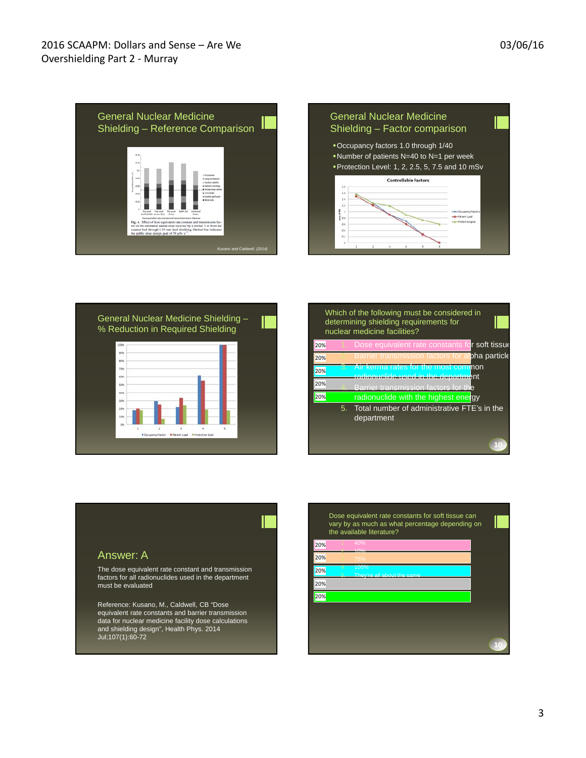## General Nuclear Medicine Shielding – Reference Comparison

Fig. 4. Effect of dose equivalent rate constant and transmission factor on the estimated annual dose received by a worker 3 m from the scanner bed through 1.59 mm lead shielding. Dashed line indicates the public dose design goal of 50 μSv y⁻¹.

*Kusano and Caldwell, (2014)*

## General Nuclear Medicine Shielding – Factor comparison

- Occupancy factors 1.0 through 1/40
- Number of patients N=40 to N=1 per week
- Protection Level: 1, 2, 2.5, 5, 7.5 and 10 mSv

Controllable Factors

## General Nuclear Medicine Shielding – % Reduction in Required Shielding

## Which of the following must be considered in determining shielding requirements for nuclear medicine facilities?

| | |
|---|---|
| 20% | 1. Dose equivalent rate constants for soft tissue |
| 20% | 2. Barrier transmission factors for alpha particle |
| 20% | 3. Air kerma rates for the most common radionuclide used in the department |
| 20% | 4. Barrier transmission factors for the radionuclide with the highest energy |
| 20% | 5. Total number of administrative FTE's in the department |

10

## Answer: A

The dose equivalent rate constant and transmission factors for all radionuclides used in the department must be evaluated

Reference: Kusano, M., Caldwell, CB "Dose equivalent rate constants and barrier transmission data for nuclear medicine facility dose calculations and shielding design", Health Phys. 2014 Jul;107(1):60-72

## Dose equivalent rate constants for soft tissue can vary by as much as what percentage depending on the available literature?

| | |
|---|---|
| 20% | 1. 40% |
| 20% | 2. 10% |
| 20% | 3. 75% |
| 20% | 4. 100% |
| 20% | 5. They're all about the same |

10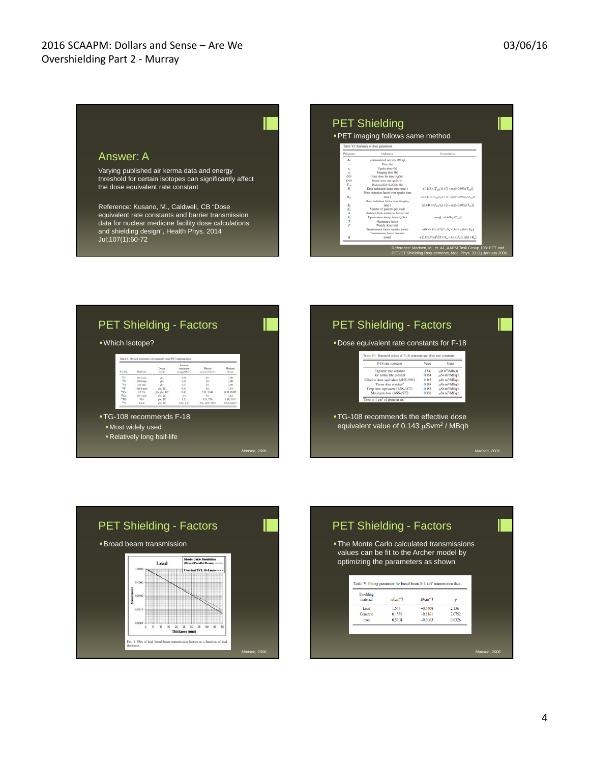## Answer: A

Varying published air kerma data and energy threshold for certain isotopes can significantly affect the dose equivalent rate constant

Reference: Kusano, M., Caldwell, CB "Dose equivalent rate constants and barrier transmission data for nuclear medicine facility dose calculations and shielding design", Health Phys. 2014 Jul;107(1):60-72

## PET Shielding

- PET imaging follows same method

TABLE VI. Summary of dose parameters

| Parameter | Definition | Formulation |
|---|---|---|
| $A_0$ | Administered activity (MBq) | |
| $t$ | Time (h) | |
| $t_U$ | Uptake time (h) | |
| $t_I$ | Imaging time (h) | |
| $D(t)$ | Total dose for time $t$ (μSv) | |
| $\dot{D}(0)$ | Initial dose rate (μSv/h) | |
| $T_{1/2}$ | Radionuclide half-life (h) | |
| $R_t$ | Dose reduction factor over time $t$ | $=1.443\times(T_{1/2}/t)\times[1-\exp(-0.693t/T_{1/2})]$ |
| $R_{tU}$ | Dose reduction factor over uptake time $t$ | $=1.443\times(T_{1/2}/t_U)\times[1-\exp(-0.693t_U/T_{1/2})]$ |
| $R_I$ | Dose reduction factor over imaging time $t$ | $=1.443\times(T_{1/2}/t_I)\times[1-\exp(-0.693t_I/T_{1/2})]$ |
| $N_w$ | Number of patients per week | |
| $d$ | Distance from source to barrier (m) | |
| $F_U$ | Uptake time decay factor (μSv) | $=\exp[-0.693t_U/T_{1/2}]$ |
| $T$ | Occupancy factor | |
| $P$ | Weekly dose limit | |
| | Transmission factor (uptake room) | $=10.9\times P\times d^2/[T\times N_w\times A_0\times t_U(h)\times R_{tU}]$ |
| $B$ | Transmission factor (scanner room) | $=12.8\times P\times d^2/[T\times N_w\times A_0\times F_U\times t_I(h)\times R_I]$ |

Reference: Madsen, M., et. Al., AAPM Task Group 108: PET and PET/CT Shielding Requirements, Med. Phys. 33 (1) January 2006

## PET Shielding - Factors

- Which Isotope?

TABLE I. Physical properties of commonly used PET radionuclides

| Nuclide | Half-life | Decay mode | Positron maximum energy (MeV) | Photon emission (keV) | Photons/decay |
|---|---|---|---|---|---|
| $^{11}C$ | 20.4 min | β+ | 0.96 | 511 | 2.00 |
| $^{13}N$ | 10.0 min | β+ | 1.19 | 511 | 2.00 |
| $^{15}O$ | 2.0 min | β+ | 1.72 | 511 | 2.00 |
| $^{18}F$ | 109.8 min | β+, EC | 0.63 | 511 | 1.93 |
| $^{64}Cu$ | 12.7 h | β−, β+, EC | 0.65 | 511, 1346 | 0.38, 0.005 |
| $^{68}Ga$ | 68.3 min | β+, EC | 1.9 | 511 | 1.84 |
| $^{82}Rb$ | 76 s | β+, EC | 3.35 | 511, 776 | 1.90, 0.13 |
| $^{124}I$ | 4.2 d | β+, EC | 1.54, 2.17 | 511, 603, 1693 | 0.5, 0.62, 0.3 |

- TG-108 recommends F-18
  - Most widely used
  - Relatively long half-life

*Madsen, 2006*

## PET Shielding - Factors

- Dose equivalent rate constants for F-18

TABLE III. Reported values of F-18 exposure and dose rate constants

| F-18 rate constant | Value | Units |
|---|---|---|
| Exposure rate constant | 154 | μR m²/MBq h |
| Air kerma rate constant | 0.134 | μSv m²/MBq h |
| Effective dose equivalent (ANSI-1991) | 0.143 | μSv m²/MBq h |
| Tissue dose constant[a] | 0.188 | μSv m²/MBq h |
| Deep dose equivalent (ANS-1977) | 0.183 | μSv m²/MBq h |
| Maximum dose (ANS-1977) | 0.188 | μSv m²/MBq h |

[a] Dose to 1 cm³ of tissue in air.

- TG-108 recommends the effective dose equivalent value of 0.143 $\mu$Svm² / MBqh

*Madsen, 2006*

## PET Shielding - Factors

- Broad beam transmission

Fig. 1. Plot of lead broad beam transmission factors as a function of lead thickness.

*Madsen, 2006*

## PET Shielding - Factors

- The Monte Carlo calculated transmissions values can be fit to the Archer model by optimizing the parameters as shown

TABLE V. Fitting parameter for broad beam 511 keV transmission data.

| Shielding material | $\alpha$(cm⁻¹) | $\beta$(cm⁻¹) | $\gamma$ |
|---|---|---|---|
| Lead | 1.543 | −0.4408 | 2.136 |
| Concrete | 0.1539 | −0.1161 | 2.0752 |
| Iron | 0.5704 | −0.3063 | 0.6326 |

*Madsen, 2006*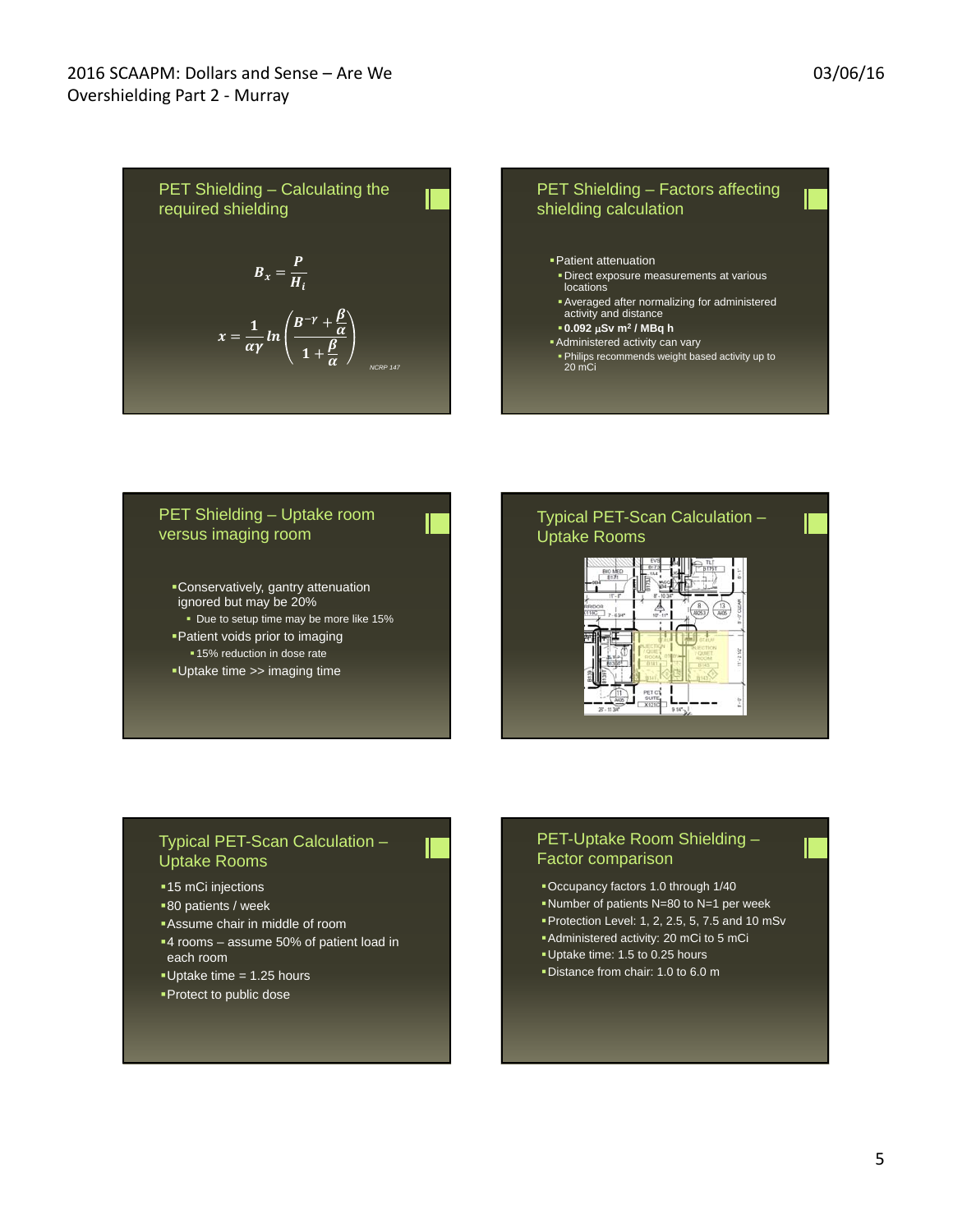## PET Shielding – Calculating the required shielding

$$B_x = \frac{P}{H_i}$$

$$x = \frac{1}{\alpha\gamma} ln\left(\frac{B^{-\gamma} + \frac{\beta}{\alpha}}{1 + \frac{\beta}{\alpha}}\right)$$

*NCRP 147*

## PET Shielding – Factors affecting shielding calculation

- Patient attenuation
  - Direct exposure measurements at various locations
  - Averaged after normalizing for administered activity and distance
  - **0.092 μSv m² / MBq h**
- Administered activity can vary
  - Philips recommends weight based activity up to 20 mCi

## PET Shielding – Uptake room versus imaging room

- Conservatively, gantry attenuation ignored but may be 20%
  - Due to setup time may be more like 15%
- Patient voids prior to imaging
  - 15% reduction in dose rate
- Uptake time >> imaging time

## Typical PET-Scan Calculation – Uptake Rooms

## Typical PET-Scan Calculation – Uptake Rooms

- 15 mCi injections
- 80 patients / week
- Assume chair in middle of room
- 4 rooms – assume 50% of patient load in each room
- Uptake time = 1.25 hours
- Protect to public dose

## PET-Uptake Room Shielding – Factor comparison

- Occupancy factors 1.0 through 1/40
- Number of patients N=80 to N=1 per week
- Protection Level: 1, 2, 2.5, 5, 7.5 and 10 mSv
- Administered activity: 20 mCi to 5 mCi
- Uptake time: 1.5 to 0.25 hours
- Distance from chair: 1.0 to 6.0 m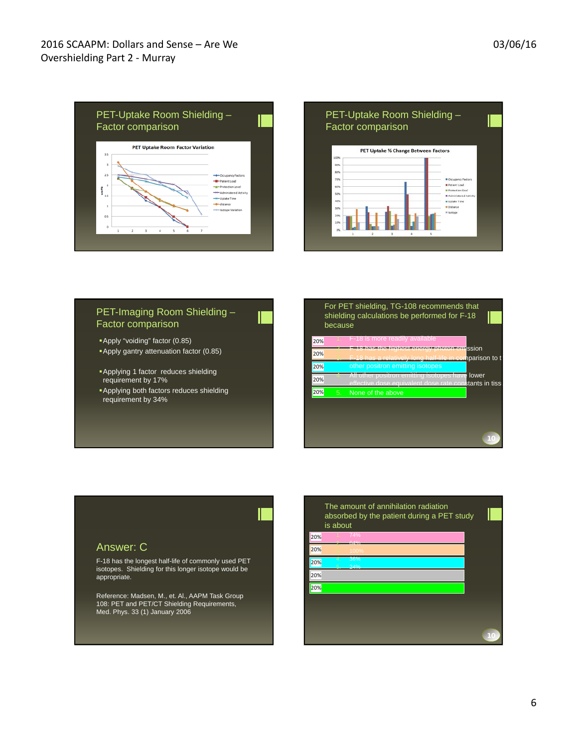## PET-Uptake Room Shielding – Factor comparison

PET Uptake Room Factor Variation

## PET-Uptake Room Shielding – Factor comparison

PET Uptake % Change Between Factors

## PET-Imaging Room Shielding – Factor comparison

- Apply "voiding" factor (0.85)
- Apply gantry attenuation factor (0.85)

- Applying 1 factor reduces shielding requirement by 17%
- Applying both factors reduces shielding requirement by 34%

## For PET shielding, TG-108 recommends that shielding calculations be performed for F-18 because

| | |
|---|---|
| 20% | 1. F-18 is more readily available |
| 20% | 2. F-18 has the highest energy photon emission |
| 20% | 3. F-18 has a relatively long half-life in comparison to the other positron emitting isotopes |
| 20% | 4. All other positron emitting isotopes have lower effective dose equivalent dose rate constants in tissue |
| 20% | 5. None of the above |

10

## Answer: C

F-18 has the longest half-life of commonly used PET isotopes. Shielding for this longer isotope would be appropriate.

Reference: Madsen, M., et. Al., AAPM Task Group 108: PET and PET/CT Shielding Requirements, Med. Phys. 33 (1) January 2006

## The amount of annihilation radiation absorbed by the patient during a PET study is about

| | |
|---|---|
| 20% | 1. 74% |
| 20% | 2. 64% |
| 20% | 3. 100% |
| 20% | 4. 36% |
| 20% | 5. 24% |

10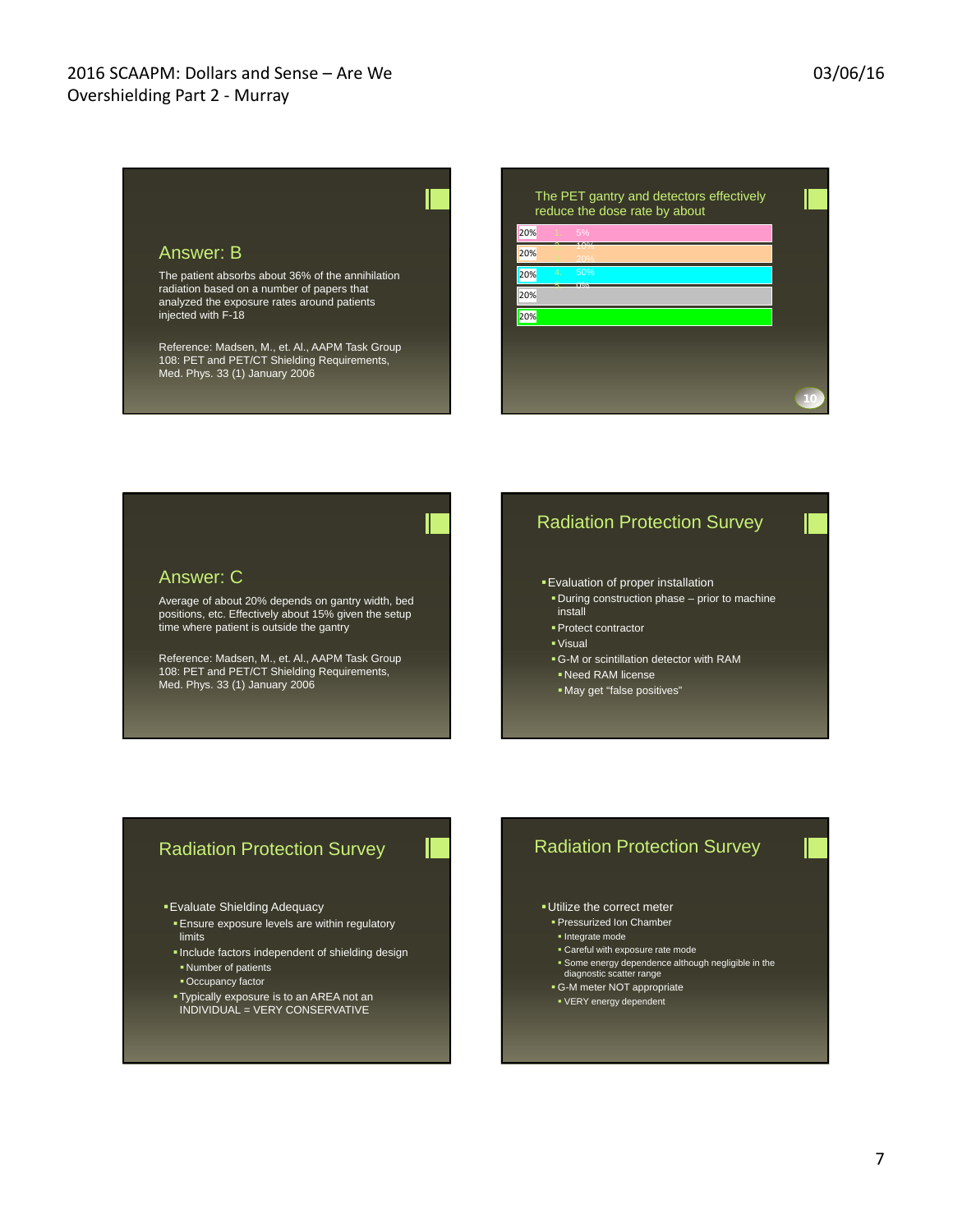## Answer: B

The patient absorbs about 36% of the annihilation radiation based on a number of papers that analyzed the exposure rates around patients injected with F-18

Reference: Madsen, M., et. Al., AAPM Task Group 108: PET and PET/CT Shielding Requirements, Med. Phys. 33 (1) January 2006

## The PET gantry and detectors effectively reduce the dose rate by about

| | | |
|---|---|---|
| 20% | 1. | 5% |
| 20% | 2. | 10% |
| 20% | 3. | 20% |
| 20% | 4. | 50% |
| 20% | 5. | 0% |

## Answer: C

Average of about 20% depends on gantry width, bed positions, etc. Effectively about 15% given the setup time where patient is outside the gantry

Reference: Madsen, M., et. Al., AAPM Task Group 108: PET and PET/CT Shielding Requirements, Med. Phys. 33 (1) January 2006

## Radiation Protection Survey

- Evaluation of proper installation
  - During construction phase – prior to machine install
  - Protect contractor
  - Visual
  - G-M or scintillation detector with RAM
    - Need RAM license
    - May get "false positives"

## Radiation Protection Survey

- Evaluate Shielding Adequacy
  - Ensure exposure levels are within regulatory limits
  - Include factors independent of shielding design
    - Number of patients
    - Occupancy factor
  - Typically exposure is to an AREA not an INDIVIDUAL = VERY CONSERVATIVE

## Radiation Protection Survey

- Utilize the correct meter
  - Pressurized Ion Chamber
    - Integrate mode
    - Careful with exposure rate mode
    - Some energy dependence although negligible in the diagnostic scatter range
  - G-M meter NOT appropriate
    - VERY energy dependent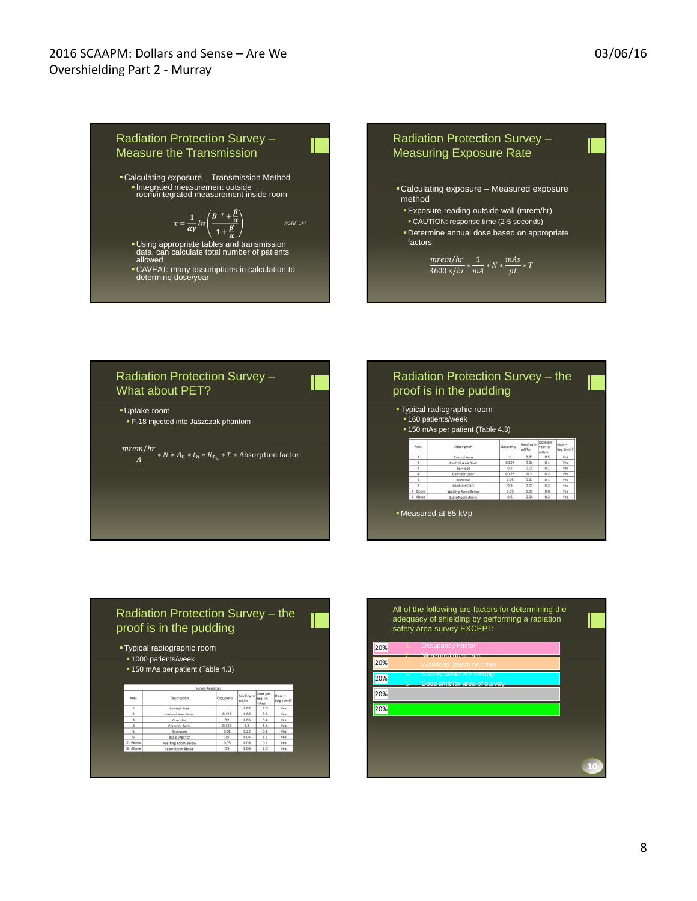## Radiation Protection Survey – Measure the Transmission

- Calculating exposure – Transmission Method
  - Integrated measurement outside room/integrated measurement inside room

$$x = \frac{1}{\alpha\gamma} \ln\left(\frac{B^{-\gamma} + \frac{\beta}{\alpha}}{1 + \frac{\beta}{\alpha}}\right)$$

NCRP 147

  - Using appropriate tables and transmission data, can calculate total number of patients allowed
  - CAVEAT: many assumptions in calculation to determine dose/year

## Radiation Protection Survey – Measuring Exposure Rate

- Calculating exposure – Measured exposure method
  - Exposure reading outside wall (mrem/hr)
    - CAUTION: response time (2-5 seconds)
  - Determine annual dose based on appropriate factors

$$\frac{mrem/hr}{3600\ s/hr} * \frac{1}{mA} * N * \frac{mAs}{pt} * T$$

## Radiation Protection Survey – What about PET?

- Uptake room
  - F-18 injected into Jaszczak phantom

$$\frac{mrem/hr}{A} * N * A_0 * t_u * R_{t_u} * T * \text{Absorption factor}$$

## Radiation Protection Survey – the proof is in the pudding

- Typical radiographic room
  - 160 patients/week
  - 150 mAs per patient (Table 4.3)

| Area | Description | Occupancy | Reading in mR/hr | Dose per Year in mRem | Dose < Reg Limit? |
|---|---|---|---|---|---|
| 1 | Control Area | 1 | 0.07 | 0.5 | Yes |
| 2 | Control Area Door | 0.125 | 0.04 | 0.1 | Yes |
| 3 | Corridor | 0.2 | 0.05 | 0.1 | Yes |
| 4 | Corridor Door | 0.125 | 0.2 | 0.2 | Yes |
| 5 | Restroom | 0.05 | 0.22 | 0.1 | Yes |
| 6 | B136 SPECTCT | 0.5 | 0.05 | 0.2 | Yes |
| 7 - Below | Waiting Room Below | 0.05 | 0.05 | 0.0 | Yes |
| 8 - Above | Exam Room Above | 0.5 | 0.06 | 0.2 | Yes |

- Measured at 85 kVp

## Radiation Protection Survey – the proof is in the pudding

- Typical radiographic room
  - 1000 patients/week
  - 150 mAs per patient (Table 4.3)

Survey Readings

| Area | Description | Occupancy | Reading in mR/hr | Dose per Year in mRem | Dose < Reg Limit? |
|---|---|---|---|---|---|
| 1 | Control Area | 1 | 0.07 | 3.8 | Yes |
| 2 | Control Area Door | 0.125 | 0.04 | 0.3 | Yes |
| 3 | Corridor | 0.2 | 0.05 | 0.4 | Yes |
| 4 | Corridor Door | 0.125 | 0.2 | 1.1 | Yes |
| 5 | Restroom | 0.05 | 0.22 | 0.5 | Yes |
| 6 | B136 SPECTCT | 0.5 | 0.05 | 1.1 | Yes |
| 7 - Below | Waiting Room Below | 0.05 | 0.05 | 0.1 | Yes |
| 8 - Above | Exam Room Above | 0.5 | 0.06 | 1.3 | Yes |

## All of the following are factors for determining the adequacy of shielding by performing a radiation safety area survey EXCEPT:

1. Occupancy Factor
2. Measured dose rate
3. Workload (beam on time)
4. Survey Meter HV setting
5. Dose limit for area of survey

| | |
|---|---|
| 20% | 1 |
| 20% | 2 |
| 20% | 3 |
| 20% | 4 |
| 20% | 5 |

10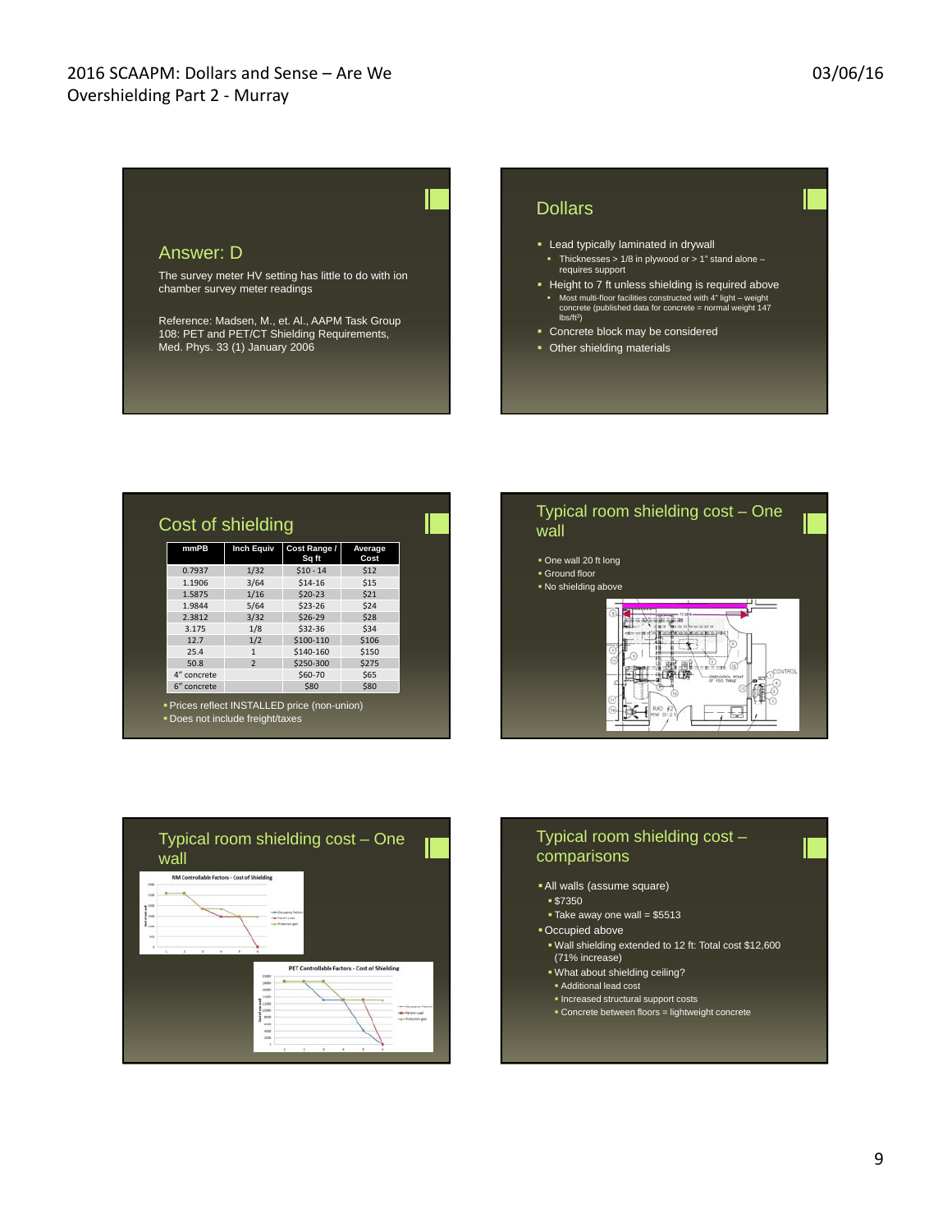## Answer: D

The survey meter HV setting has little to do with ion chamber survey meter readings

Reference: Madsen, M., et. Al., AAPM Task Group 108: PET and PET/CT Shielding Requirements, Med. Phys. 33 (1) January 2006

## Dollars

- Lead typically laminated in drywall
  - Thicknesses > 1/8 in plywood or > 1" stand alone – requires support
- Height to 7 ft unless shielding is required above
  - Most multi-floor facilities constructed with 4" light – weight concrete (published data for concrete = normal weight 147 lbs/ft$^3$)
- Concrete block may be considered
- Other shielding materials

## Cost of shielding

| mmPB | Inch Equiv | Cost Range / Sq ft | Average Cost |
|---|---|---|---|
| 0.7937 | 1/32 | $10 - 14 | $12 |
| 1.1906 | 3/64 | $14-16 | $15 |
| 1.5875 | 1/16 | $20-23 | $21 |
| 1.9844 | 5/64 | $23-26 | $24 |
| 2.3812 | 3/32 | $26-29 | $28 |
| 3.175 | 1/8 | $32-36 | $34 |
| 12.7 | 1/2 | $100-110 | $106 |
| 25.4 | 1 | $140-160 | $150 |
| 50.8 | 2 | $250-300 | $275 |
| 4" concrete | | $60-70 | $65 |
| 6" concrete | | $80 | $80 |

- Prices reflect INSTALLED price (non-union)
- Does not include freight/taxes

## Typical room shielding cost – One wall

- One wall 20 ft long
- Ground floor
- No shielding above

## Typical room shielding cost – One wall

NM Controllable Factors - Cost of Shielding

PET Controllable Factors - Cost of Shielding

## Typical room shielding cost – comparisons

- All walls (assume square)
  - $7350
  - Take away one wall = $5513
- Occupied above
  - Wall shielding extended to 12 ft: Total cost $12,600 (71% increase)
  - What about shielding ceiling?
    - Additional lead cost
    - Increased structural support costs
    - Concrete between floors = lightweight concrete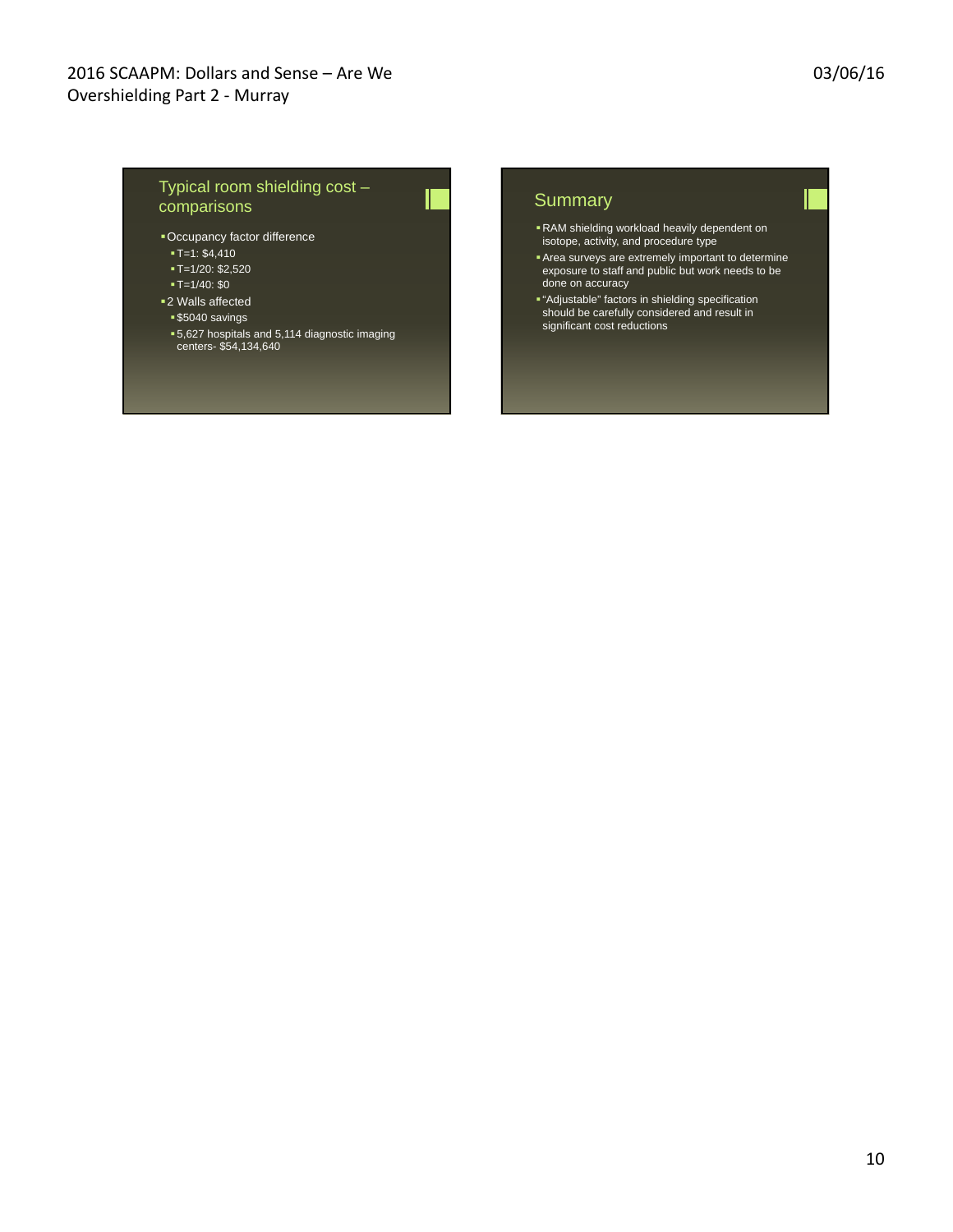## Typical room shielding cost – comparisons

- Occupancy factor difference
  - T=1: $4,410
  - T=1/20: $2,520
  - T=1/40: $0
- 2 Walls affected
  - $5040 savings
  - 5,627 hospitals and 5,114 diagnostic imaging centers- $54,134,640

## Summary

- RAM shielding workload heavily dependent on isotope, activity, and procedure type
- Area surveys are extremely important to determine exposure to staff and public but work needs to be done on accuracy
- "Adjustable" factors in shielding specification should be carefully considered and result in significant cost reductions